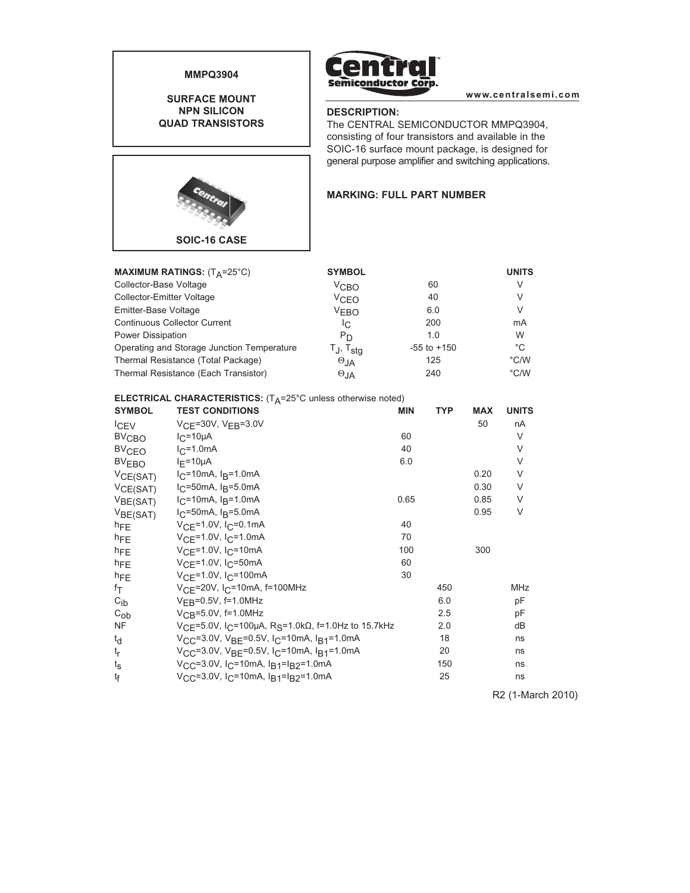**MMPQ3904**

**SURFACE MOUNT
NPN SILICON
QUAD TRANSISTORS**

**SOIC-16 CASE**

www.centralsemi.com

**DESCRIPTION:**
The CENTRAL SEMICONDUCTOR MMPQ3904, consisting of four transistors and available in the SOIC-16 surface mount package, is designed for general purpose amplifier and switching applications.

**MARKING: FULL PART NUMBER**

| **MAXIMUM RATINGS:** ($T_A$=25°C) | **SYMBOL** | | **UNITS** |
|---|---|---|---|
| Collector-Base Voltage | $V_{CBO}$ | 60 | V |
| Collector-Emitter Voltage | $V_{CEO}$ | 40 | V |
| Emitter-Base Voltage | $V_{EBO}$ | 6.0 | V |
| Continuous Collector Current | $I_C$ | 200 | mA |
| Power Dissipation | $P_D$ | 1.0 | W |
| Operating and Storage Junction Temperature | $T_J$, $T_{stg}$ | -55 to +150 | °C |
| Thermal Resistance (Total Package) | $\Theta_{JA}$ | 125 | °C/W |
| Thermal Resistance (Each Transistor) | $\Theta_{JA}$ | 240 | °C/W |

**ELECTRICAL CHARACTERISTICS:** ($T_A$=25°C unless otherwise noted)

| **SYMBOL** | **TEST CONDITIONS** | **MIN** | **TYP** | **MAX** | **UNITS** |
|---|---|---|---|---|---|
| $I_{CEV}$ | $V_{CE}$=30V, $V_{EB}$=3.0V | | | 50 | nA |
| $BV_{CBO}$ | $I_C$=10μA | 60 | | | V |
| $BV_{CEO}$ | $I_C$=1.0mA | 40 | | | V |
| $BV_{EBO}$ | $I_E$=10μA | 6.0 | | | V |
| $V_{CE(SAT)}$ | $I_C$=10mA, $I_B$=1.0mA | | | 0.20 | V |
| $V_{CE(SAT)}$ | $I_C$=50mA, $I_B$=5.0mA | | | 0.30 | V |
| $V_{BE(SAT)}$ | $I_C$=10mA, $I_B$=1.0mA | 0.65 | | 0.85 | V |
| $V_{BE(SAT)}$ | $I_C$=50mA, $I_B$=5.0mA | | | 0.95 | V |
| $h_{FE}$ | $V_{CE}$=1.0V, $I_C$=0.1mA | 40 | | | |
| $h_{FE}$ | $V_{CE}$=1.0V, $I_C$=1.0mA | 70 | | | |
| $h_{FE}$ | $V_{CE}$=1.0V, $I_C$=10mA | 100 | | 300 | |
| $h_{FE}$ | $V_{CE}$=1.0V, $I_C$=50mA | 60 | | | |
| $h_{FE}$ | $V_{CE}$=1.0V, $I_C$=100mA | 30 | | | |
| $f_T$ | $V_{CE}$=20V, $I_C$=10mA, f=100MHz | | 450 | | MHz |
| $C_{ib}$ | $V_{EB}$=0.5V, f=1.0MHz | | 6.0 | | pF |
| $C_{ob}$ | $V_{CB}$=5.0V, f=1.0MHz | | 2.5 | | pF |
| NF | $V_{CE}$=5.0V, $I_C$=100μA, $R_S$=1.0kΩ, f=1.0Hz to 15.7kHz | | 2.0 | | dB |
| $t_d$ | $V_{CC}$=3.0V, $V_{BE}$=0.5V, $I_C$=10mA, $I_{B1}$=1.0mA | | 18 | | ns |
| $t_r$ | $V_{CC}$=3.0V, $V_{BE}$=0.5V, $I_C$=10mA, $I_{B1}$=1.0mA | | 20 | | ns |
| $t_s$ | $V_{CC}$=3.0V, $I_C$=10mA, $I_{B1}$=$I_{B2}$=1.0mA | | 150 | | ns |
| $t_f$ | $V_{CC}$=3.0V, $I_C$=10mA, $I_{B1}$=$I_{B2}$=1.0mA | | 25 | | ns |

R2 (1-March 2010)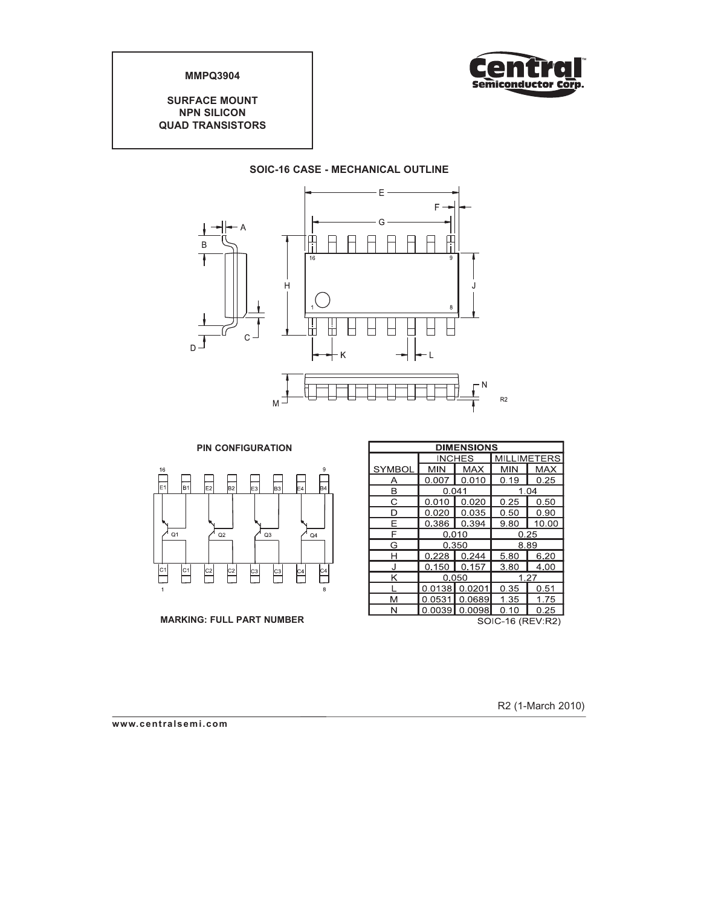**MMPQ3904**

**SURFACE MOUNT NPN SILICON QUAD TRANSISTORS**

### SOIC-16 CASE - MECHANICAL OUTLINE

R2

### PIN CONFIGURATION

**MARKING: FULL PART NUMBER**

| DIMENSIONS | | | | |
|---|---|---|---|---|
| | INCHES | | MILLIMETERS | |
| SYMBOL | MIN | MAX | MIN | MAX |
| A | 0.007 | 0.010 | 0.19 | 0.25 |
| B | 0.041 | | 1.04 | |
| C | 0.010 | 0.020 | 0.25 | 0.50 |
| D | 0.020 | 0.035 | 0.50 | 0.90 |
| E | 0.386 | 0.394 | 9.80 | 10.00 |
| F | 0.010 | | 0.25 | |
| G | 0.350 | | 8.89 | |
| H | 0.228 | 0.244 | 5.80 | 6.20 |
| J | 0.150 | 0.157 | 3.80 | 4.00 |
| K | 0.050 | | 1.27 | |
| L | 0.0138 | 0.0201 | 0.35 | 0.51 |
| M | 0.0531 | 0.0689 | 1.35 | 1.75 |
| N | 0.0039 | 0.0098 | 0.10 | 0.25 |

SOIC-16 (REV:R2)

R2 (1-March 2010)

www.centralsemi.com